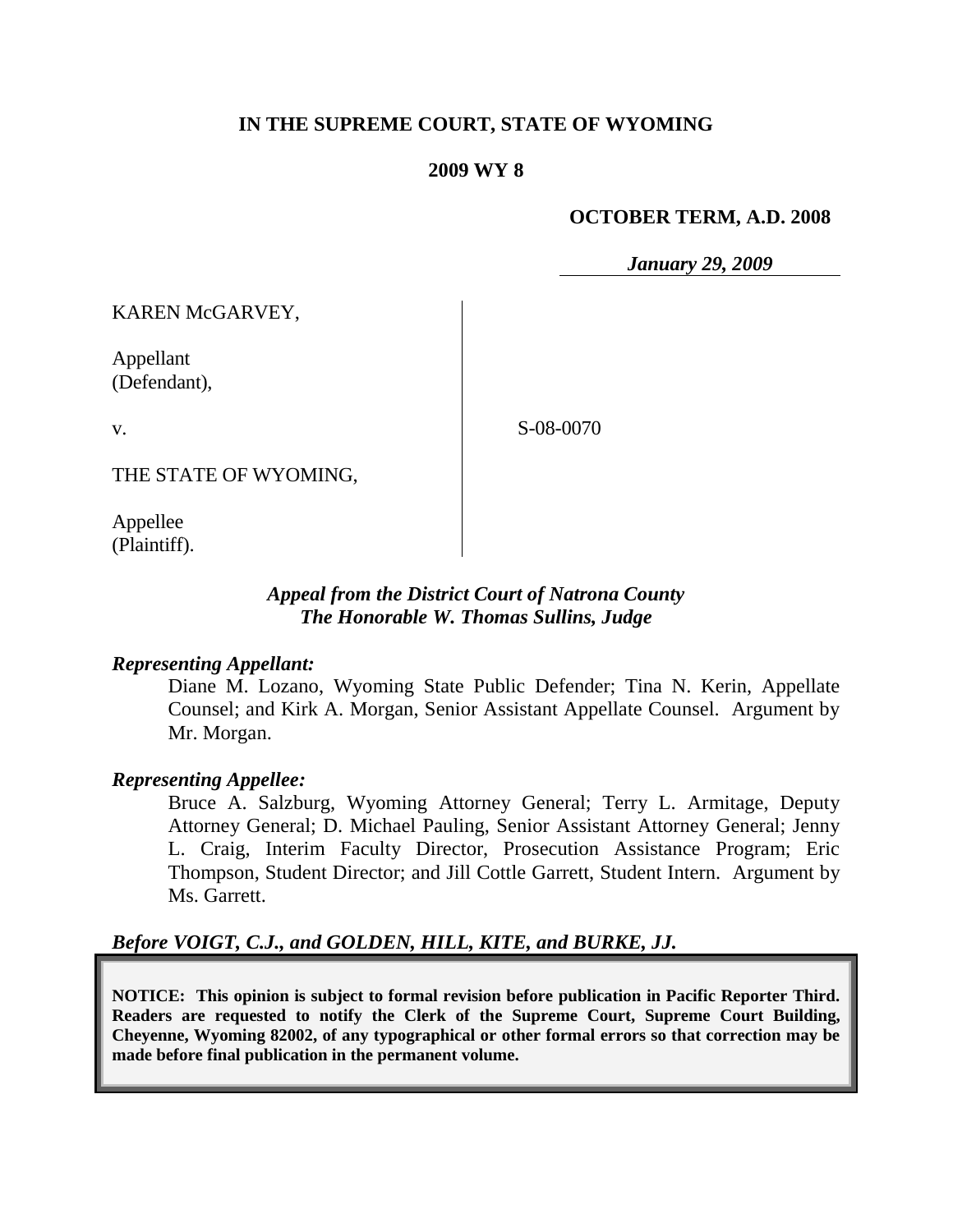**IN THE SUPREME COURT, STATE OF WYOMING**

**2009 WY 8**

**OCTOBER TERM, A.D. 2008**

***January 29, 2009***

KAREN McGARVEY,

Appellant
(Defendant),

v.

THE STATE OF WYOMING,

Appellee
(Plaintiff).

S-08-0070

***Appeal from the District Court of Natrona County***
***The Honorable W. Thomas Sullins, Judge***

***Representing Appellant:***

Diane M. Lozano, Wyoming State Public Defender; Tina N. Kerin, Appellate Counsel; and Kirk A. Morgan, Senior Assistant Appellate Counsel. Argument by Mr. Morgan.

***Representing Appellee:***

Bruce A. Salzburg, Wyoming Attorney General; Terry L. Armitage, Deputy Attorney General; D. Michael Pauling, Senior Assistant Attorney General; Jenny L. Craig, Interim Faculty Director, Prosecution Assistance Program; Eric Thompson, Student Director; and Jill Cottle Garrett, Student Intern. Argument by Ms. Garrett.

***Before VOIGT, C.J., and GOLDEN, HILL, KITE, and BURKE, JJ.***

**NOTICE: This opinion is subject to formal revision before publication in Pacific Reporter Third. Readers are requested to notify the Clerk of the Supreme Court, Supreme Court Building, Cheyenne, Wyoming 82002, of any typographical or other formal errors so that correction may be made before final publication in the permanent volume.**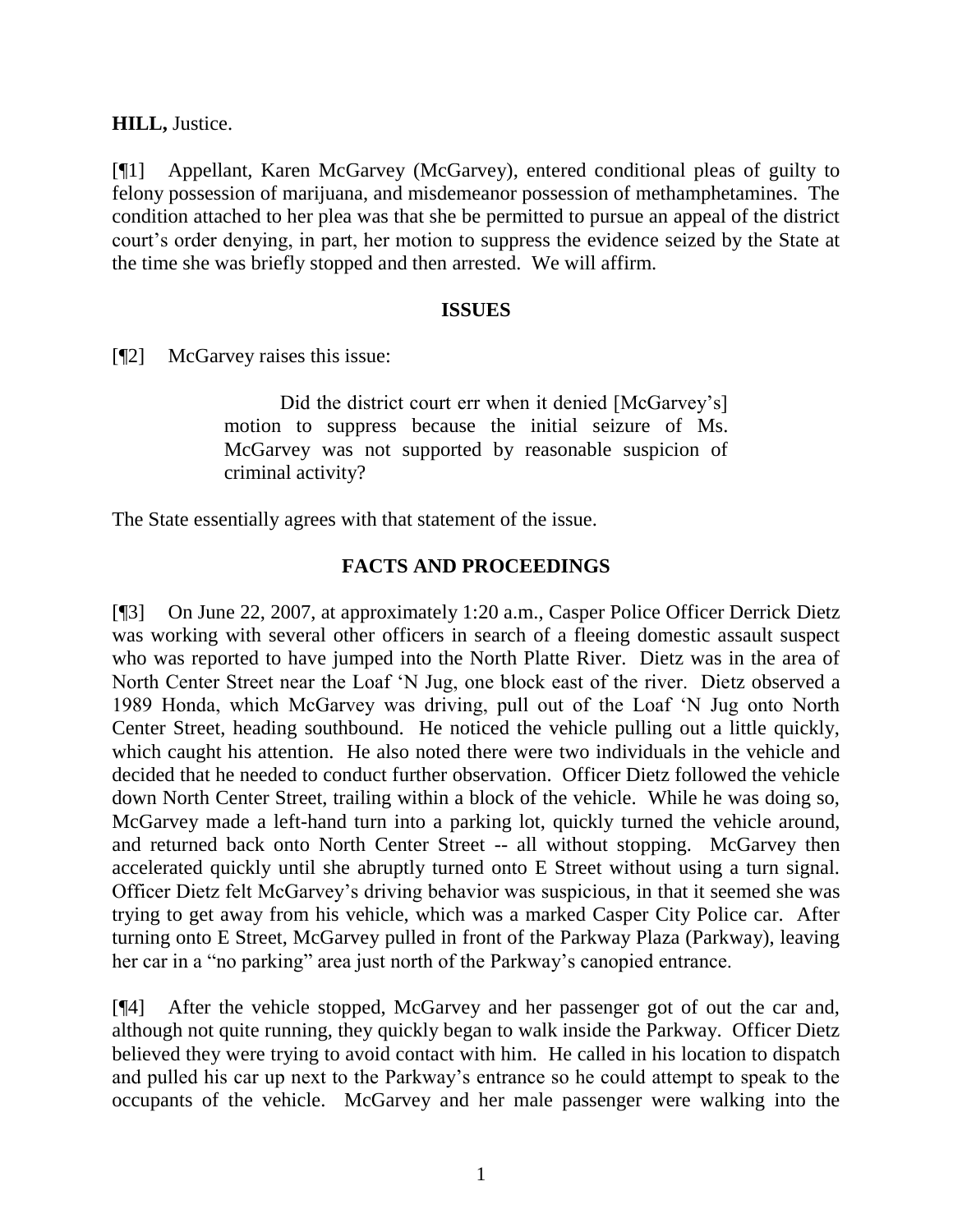**HILL,** Justice.

[¶1] Appellant, Karen McGarvey (McGarvey), entered conditional pleas of guilty to felony possession of marijuana, and misdemeanor possession of methamphetamines. The condition attached to her plea was that she be permitted to pursue an appeal of the district court's order denying, in part, her motion to suppress the evidence seized by the State at the time she was briefly stopped and then arrested. We will affirm.

## ISSUES

[¶2] McGarvey raises this issue:

> Did the district court err when it denied [McGarvey's] motion to suppress because the initial seizure of Ms. McGarvey was not supported by reasonable suspicion of criminal activity?

The State essentially agrees with that statement of the issue.

## FACTS AND PROCEEDINGS

[¶3] On June 22, 2007, at approximately 1:20 a.m., Casper Police Officer Derrick Dietz was working with several other officers in search of a fleeing domestic assault suspect who was reported to have jumped into the North Platte River. Dietz was in the area of North Center Street near the Loaf 'N Jug, one block east of the river. Dietz observed a 1989 Honda, which McGarvey was driving, pull out of the Loaf 'N Jug onto North Center Street, heading southbound. He noticed the vehicle pulling out a little quickly, which caught his attention. He also noted there were two individuals in the vehicle and decided that he needed to conduct further observation. Officer Dietz followed the vehicle down North Center Street, trailing within a block of the vehicle. While he was doing so, McGarvey made a left-hand turn into a parking lot, quickly turned the vehicle around, and returned back onto North Center Street -- all without stopping. McGarvey then accelerated quickly until she abruptly turned onto E Street without using a turn signal. Officer Dietz felt McGarvey's driving behavior was suspicious, in that it seemed she was trying to get away from his vehicle, which was a marked Casper City Police car. After turning onto E Street, McGarvey pulled in front of the Parkway Plaza (Parkway), leaving her car in a "no parking" area just north of the Parkway's canopied entrance.

[¶4] After the vehicle stopped, McGarvey and her passenger got of out the car and, although not quite running, they quickly began to walk inside the Parkway. Officer Dietz believed they were trying to avoid contact with him. He called in his location to dispatch and pulled his car up next to the Parkway's entrance so he could attempt to speak to the occupants of the vehicle. McGarvey and her male passenger were walking into the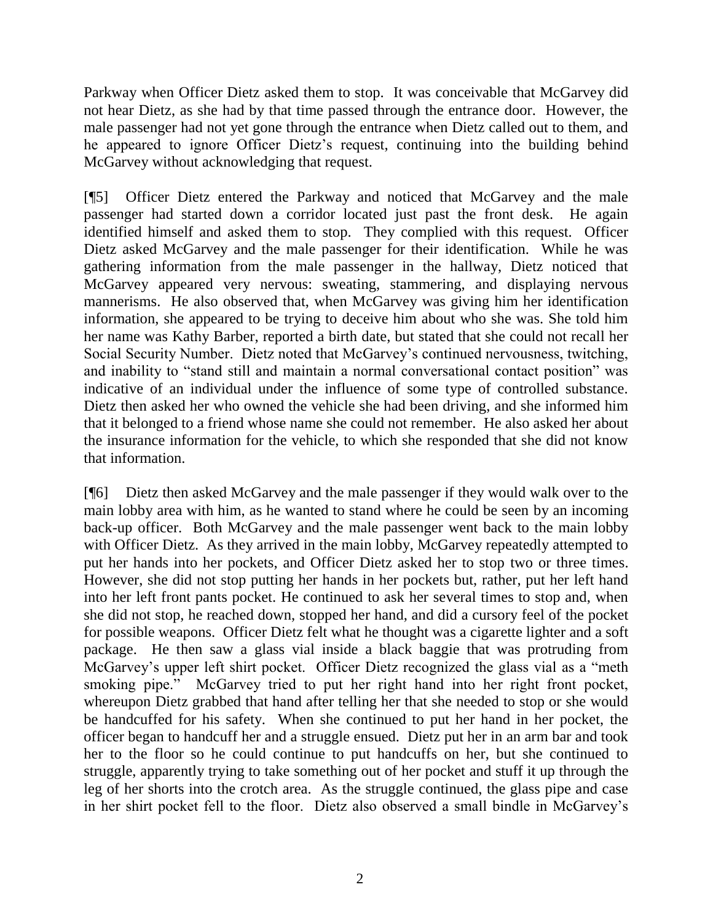Parkway when Officer Dietz asked them to stop. It was conceivable that McGarvey did not hear Dietz, as she had by that time passed through the entrance door. However, the male passenger had not yet gone through the entrance when Dietz called out to them, and he appeared to ignore Officer Dietz's request, continuing into the building behind McGarvey without acknowledging that request.

[¶5] Officer Dietz entered the Parkway and noticed that McGarvey and the male passenger had started down a corridor located just past the front desk. He again identified himself and asked them to stop. They complied with this request. Officer Dietz asked McGarvey and the male passenger for their identification. While he was gathering information from the male passenger in the hallway, Dietz noticed that McGarvey appeared very nervous: sweating, stammering, and displaying nervous mannerisms. He also observed that, when McGarvey was giving him her identification information, she appeared to be trying to deceive him about who she was. She told him her name was Kathy Barber, reported a birth date, but stated that she could not recall her Social Security Number. Dietz noted that McGarvey's continued nervousness, twitching, and inability to "stand still and maintain a normal conversational contact position" was indicative of an individual under the influence of some type of controlled substance. Dietz then asked her who owned the vehicle she had been driving, and she informed him that it belonged to a friend whose name she could not remember. He also asked her about the insurance information for the vehicle, to which she responded that she did not know that information.

[¶6] Dietz then asked McGarvey and the male passenger if they would walk over to the main lobby area with him, as he wanted to stand where he could be seen by an incoming back-up officer. Both McGarvey and the male passenger went back to the main lobby with Officer Dietz. As they arrived in the main lobby, McGarvey repeatedly attempted to put her hands into her pockets, and Officer Dietz asked her to stop two or three times. However, she did not stop putting her hands in her pockets but, rather, put her left hand into her left front pants pocket. He continued to ask her several times to stop and, when she did not stop, he reached down, stopped her hand, and did a cursory feel of the pocket for possible weapons. Officer Dietz felt what he thought was a cigarette lighter and a soft package. He then saw a glass vial inside a black baggie that was protruding from McGarvey's upper left shirt pocket. Officer Dietz recognized the glass vial as a "meth smoking pipe." McGarvey tried to put her right hand into her right front pocket, whereupon Dietz grabbed that hand after telling her that she needed to stop or she would be handcuffed for his safety. When she continued to put her hand in her pocket, the officer began to handcuff her and a struggle ensued. Dietz put her in an arm bar and took her to the floor so he could continue to put handcuffs on her, but she continued to struggle, apparently trying to take something out of her pocket and stuff it up through the leg of her shorts into the crotch area. As the struggle continued, the glass pipe and case in her shirt pocket fell to the floor. Dietz also observed a small bindle in McGarvey's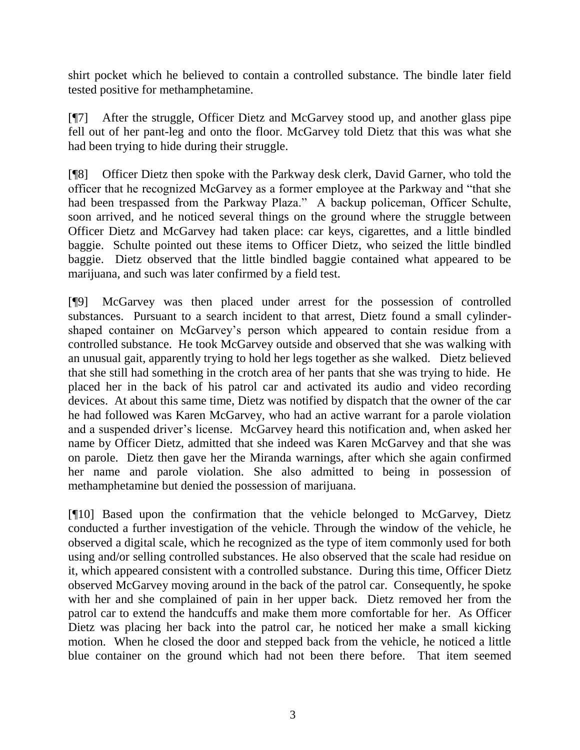shirt pocket which he believed to contain a controlled substance. The bindle later field tested positive for methamphetamine.

[¶7] After the struggle, Officer Dietz and McGarvey stood up, and another glass pipe fell out of her pant-leg and onto the floor. McGarvey told Dietz that this was what she had been trying to hide during their struggle.

[¶8] Officer Dietz then spoke with the Parkway desk clerk, David Garner, who told the officer that he recognized McGarvey as a former employee at the Parkway and "that she had been trespassed from the Parkway Plaza." A backup policeman, Officer Schulte, soon arrived, and he noticed several things on the ground where the struggle between Officer Dietz and McGarvey had taken place: car keys, cigarettes, and a little bindled baggie. Schulte pointed out these items to Officer Dietz, who seized the little bindled baggie. Dietz observed that the little bindled baggie contained what appeared to be marijuana, and such was later confirmed by a field test.

[¶9] McGarvey was then placed under arrest for the possession of controlled substances. Pursuant to a search incident to that arrest, Dietz found a small cylinder-shaped container on McGarvey's person which appeared to contain residue from a controlled substance. He took McGarvey outside and observed that she was walking with an unusual gait, apparently trying to hold her legs together as she walked. Dietz believed that she still had something in the crotch area of her pants that she was trying to hide. He placed her in the back of his patrol car and activated its audio and video recording devices. At about this same time, Dietz was notified by dispatch that the owner of the car he had followed was Karen McGarvey, who had an active warrant for a parole violation and a suspended driver's license. McGarvey heard this notification and, when asked her name by Officer Dietz, admitted that she indeed was Karen McGarvey and that she was on parole. Dietz then gave her the Miranda warnings, after which she again confirmed her name and parole violation. She also admitted to being in possession of methamphetamine but denied the possession of marijuana.

[¶10] Based upon the confirmation that the vehicle belonged to McGarvey, Dietz conducted a further investigation of the vehicle. Through the window of the vehicle, he observed a digital scale, which he recognized as the type of item commonly used for both using and/or selling controlled substances. He also observed that the scale had residue on it, which appeared consistent with a controlled substance. During this time, Officer Dietz observed McGarvey moving around in the back of the patrol car. Consequently, he spoke with her and she complained of pain in her upper back. Dietz removed her from the patrol car to extend the handcuffs and make them more comfortable for her. As Officer Dietz was placing her back into the patrol car, he noticed her make a small kicking motion. When he closed the door and stepped back from the vehicle, he noticed a little blue container on the ground which had not been there before. That item seemed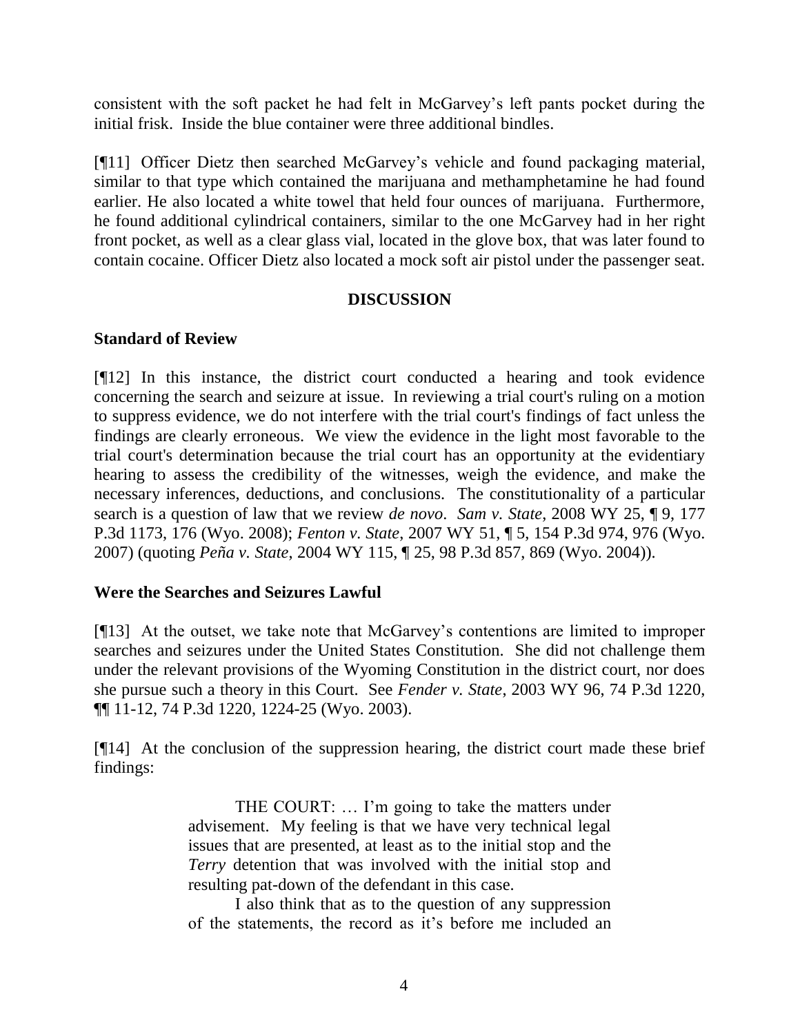consistent with the soft packet he had felt in McGarvey's left pants pocket during the initial frisk. Inside the blue container were three additional bindles.

[¶11] Officer Dietz then searched McGarvey's vehicle and found packaging material, similar to that type which contained the marijuana and methamphetamine he had found earlier. He also located a white towel that held four ounces of marijuana. Furthermore, he found additional cylindrical containers, similar to the one McGarvey had in her right front pocket, as well as a clear glass vial, located in the glove box, that was later found to contain cocaine. Officer Dietz also located a mock soft air pistol under the passenger seat.

## DISCUSSION

### Standard of Review

[¶12] In this instance, the district court conducted a hearing and took evidence concerning the search and seizure at issue. In reviewing a trial court's ruling on a motion to suppress evidence, we do not interfere with the trial court's findings of fact unless the findings are clearly erroneous. We view the evidence in the light most favorable to the trial court's determination because the trial court has an opportunity at the evidentiary hearing to assess the credibility of the witnesses, weigh the evidence, and make the necessary inferences, deductions, and conclusions. The constitutionality of a particular search is a question of law that we review *de novo*. *Sam v. State*, 2008 WY 25, ¶ 9, 177 P.3d 1173, 176 (Wyo. 2008); *Fenton v. State*, 2007 WY 51, ¶ 5, 154 P.3d 974, 976 (Wyo. 2007) (quoting *Peña v. State*, 2004 WY 115, ¶ 25, 98 P.3d 857, 869 (Wyo. 2004)).

### Were the Searches and Seizures Lawful

[¶13] At the outset, we take note that McGarvey's contentions are limited to improper searches and seizures under the United States Constitution. She did not challenge them under the relevant provisions of the Wyoming Constitution in the district court, nor does she pursue such a theory in this Court. See *Fender v. State*, 2003 WY 96, 74 P.3d 1220, ¶¶ 11-12, 74 P.3d 1220, 1224-25 (Wyo. 2003).

[¶14] At the conclusion of the suppression hearing, the district court made these brief findings:

> THE COURT: … I'm going to take the matters under advisement. My feeling is that we have very technical legal issues that are presented, at least as to the initial stop and the *Terry* detention that was involved with the initial stop and resulting pat-down of the defendant in this case.
>
> I also think that as to the question of any suppression of the statements, the record as it's before me included an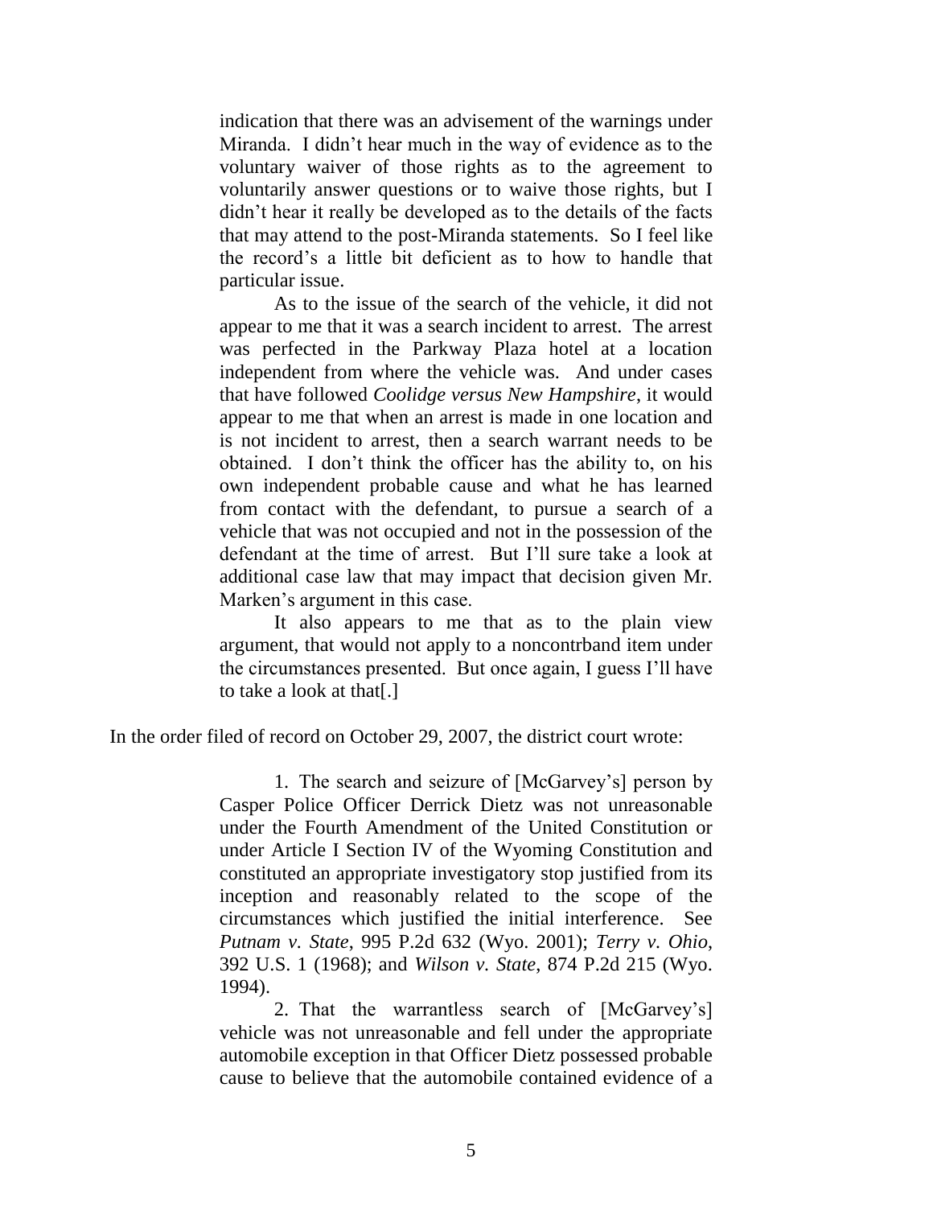> indication that there was an advisement of the warnings under Miranda. I didn't hear much in the way of evidence as to the voluntary waiver of those rights as to the agreement to voluntarily answer questions or to waive those rights, but I didn't hear it really be developed as to the details of the facts that may attend to the post-Miranda statements. So I feel like the record's a little bit deficient as to how to handle that particular issue.
>
> As to the issue of the search of the vehicle, it did not appear to me that it was a search incident to arrest. The arrest was perfected in the Parkway Plaza hotel at a location independent from where the vehicle was. And under cases that have followed *Coolidge versus New Hampshire*, it would appear to me that when an arrest is made in one location and is not incident to arrest, then a search warrant needs to be obtained. I don't think the officer has the ability to, on his own independent probable cause and what he has learned from contact with the defendant, to pursue a search of a vehicle that was not occupied and not in the possession of the defendant at the time of arrest. But I'll sure take a look at additional case law that may impact that decision given Mr. Marken's argument in this case.
>
> It also appears to me that as to the plain view argument, that would not apply to a noncontrband item under the circumstances presented. But once again, I guess I'll have to take a look at that[.]

In the order filed of record on October 29, 2007, the district court wrote:

> 1. The search and seizure of [McGarvey's] person by Casper Police Officer Derrick Dietz was not unreasonable under the Fourth Amendment of the United Constitution or under Article I Section IV of the Wyoming Constitution and constituted an appropriate investigatory stop justified from its inception and reasonably related to the scope of the circumstances which justified the initial interference. See *Putnam v. State*, 995 P.2d 632 (Wyo. 2001); *Terry v. Ohio*, 392 U.S. 1 (1968); and *Wilson v. State*, 874 P.2d 215 (Wyo. 1994).
>
> 2. That the warrantless search of [McGarvey's] vehicle was not unreasonable and fell under the appropriate automobile exception in that Officer Dietz possessed probable cause to believe that the automobile contained evidence of a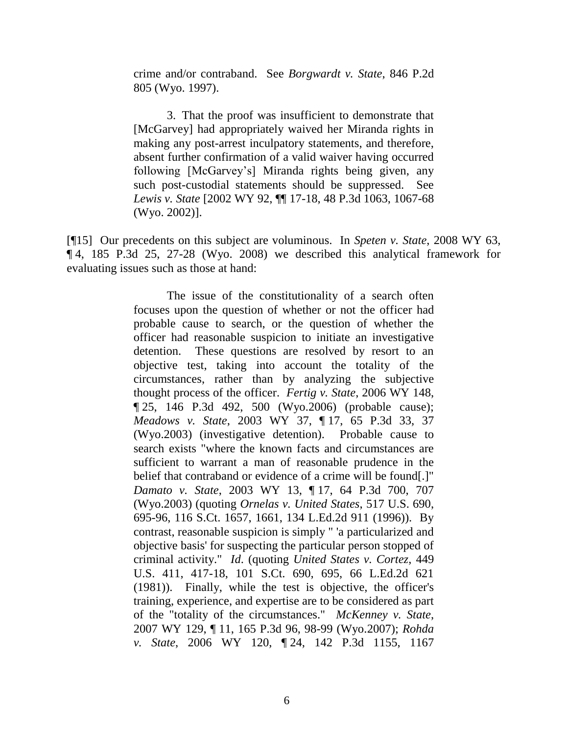crime and/or contraband. See *Borgwardt v. State*, 846 P.2d 805 (Wyo. 1997).

> 3. That the proof was insufficient to demonstrate that [McGarvey] had appropriately waived her Miranda rights in making any post-arrest inculpatory statements, and therefore, absent further confirmation of a valid waiver having occurred following [McGarvey's] Miranda rights being given, any such post-custodial statements should be suppressed. See *Lewis v. State* [2002 WY 92, ¶¶ 17-18, 48 P.3d 1063, 1067-68 (Wyo. 2002)].

[¶15] Our precedents on this subject are voluminous. In *Speten v. State*, 2008 WY 63, ¶ 4, 185 P.3d 25, 27-28 (Wyo. 2008) we described this analytical framework for evaluating issues such as those at hand:

> The issue of the constitutionality of a search often focuses upon the question of whether or not the officer had probable cause to search, or the question of whether the officer had reasonable suspicion to initiate an investigative detention. These questions are resolved by resort to an objective test, taking into account the totality of the circumstances, rather than by analyzing the subjective thought process of the officer. *Fertig v. State*, 2006 WY 148, ¶ 25, 146 P.3d 492, 500 (Wyo.2006) (probable cause); *Meadows v. State*, 2003 WY 37, ¶ 17, 65 P.3d 33, 37 (Wyo.2003) (investigative detention). Probable cause to search exists "where the known facts and circumstances are sufficient to warrant a man of reasonable prudence in the belief that contraband or evidence of a crime will be found[.]" *Damato v. State*, 2003 WY 13, ¶ 17, 64 P.3d 700, 707 (Wyo.2003) (quoting *Ornelas v. United States*, 517 U.S. 690, 695-96, 116 S.Ct. 1657, 1661, 134 L.Ed.2d 911 (1996)). By contrast, reasonable suspicion is simply " 'a particularized and objective basis' for suspecting the particular person stopped of criminal activity." *Id*. (quoting *United States v. Cortez*, 449 U.S. 411, 417-18, 101 S.Ct. 690, 695, 66 L.Ed.2d 621 (1981)). Finally, while the test is objective, the officer's training, experience, and expertise are to be considered as part of the "totality of the circumstances." *McKenney v. State*, 2007 WY 129, ¶ 11, 165 P.3d 96, 98-99 (Wyo.2007); *Rohda v. State*, 2006 WY 120, ¶ 24, 142 P.3d 1155, 1167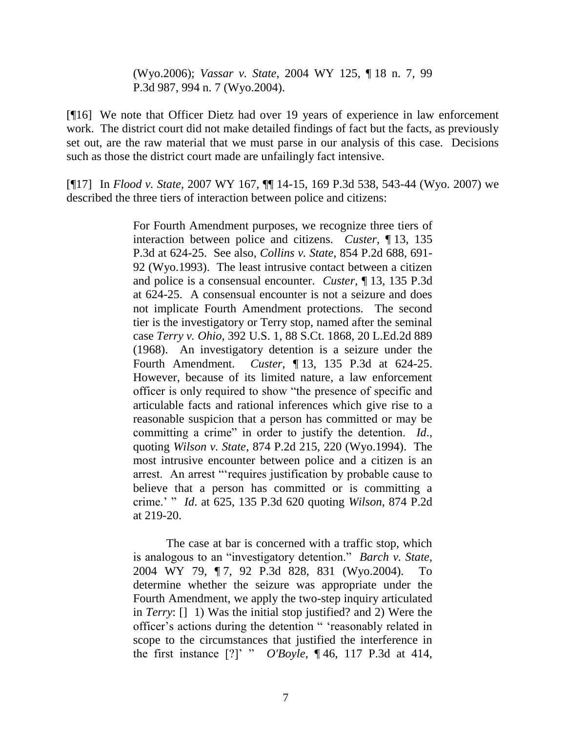(Wyo.2006); *Vassar v. State*, 2004 WY 125, ¶ 18 n. 7, 99 P.3d 987, 994 n. 7 (Wyo.2004).

[¶16] We note that Officer Dietz had over 19 years of experience in law enforcement work. The district court did not make detailed findings of fact but the facts, as previously set out, are the raw material that we must parse in our analysis of this case. Decisions such as those the district court made are unfailingly fact intensive.

[¶17] In *Flood v. State*, 2007 WY 167, ¶¶ 14-15, 169 P.3d 538, 543-44 (Wyo. 2007) we described the three tiers of interaction between police and citizens:

> For Fourth Amendment purposes, we recognize three tiers of interaction between police and citizens. *Custer*, ¶ 13, 135 P.3d at 624-25. See also, *Collins v. State*, 854 P.2d 688, 691-92 (Wyo.1993). The least intrusive contact between a citizen and police is a consensual encounter. *Custer*, ¶ 13, 135 P.3d at 624-25. A consensual encounter is not a seizure and does not implicate Fourth Amendment protections. The second tier is the investigatory or Terry stop, named after the seminal case *Terry v. Ohio*, 392 U.S. 1, 88 S.Ct. 1868, 20 L.Ed.2d 889 (1968). An investigatory detention is a seizure under the Fourth Amendment. *Custer*, ¶ 13, 135 P.3d at 624-25. However, because of its limited nature, a law enforcement officer is only required to show "the presence of specific and articulable facts and rational inferences which give rise to a reasonable suspicion that a person has committed or may be committing a crime" in order to justify the detention. *Id*., quoting *Wilson v. State*, 874 P.2d 215, 220 (Wyo.1994). The most intrusive encounter between police and a citizen is an arrest. An arrest "'requires justification by probable cause to believe that a person has committed or is committing a crime.' " *Id*. at 625, 135 P.3d 620 quoting *Wilson*, 874 P.2d at 219-20.
>
> The case at bar is concerned with a traffic stop, which is analogous to an "investigatory detention." *Barch v. State*, 2004 WY 79, ¶ 7, 92 P.3d 828, 831 (Wyo.2004). To determine whether the seizure was appropriate under the Fourth Amendment, we apply the two-step inquiry articulated in *Terry*: [] 1) Was the initial stop justified? and 2) Were the officer's actions during the detention " 'reasonably related in scope to the circumstances that justified the interference in the first instance [?]' " *O'Boyle*, ¶ 46, 117 P.3d at 414,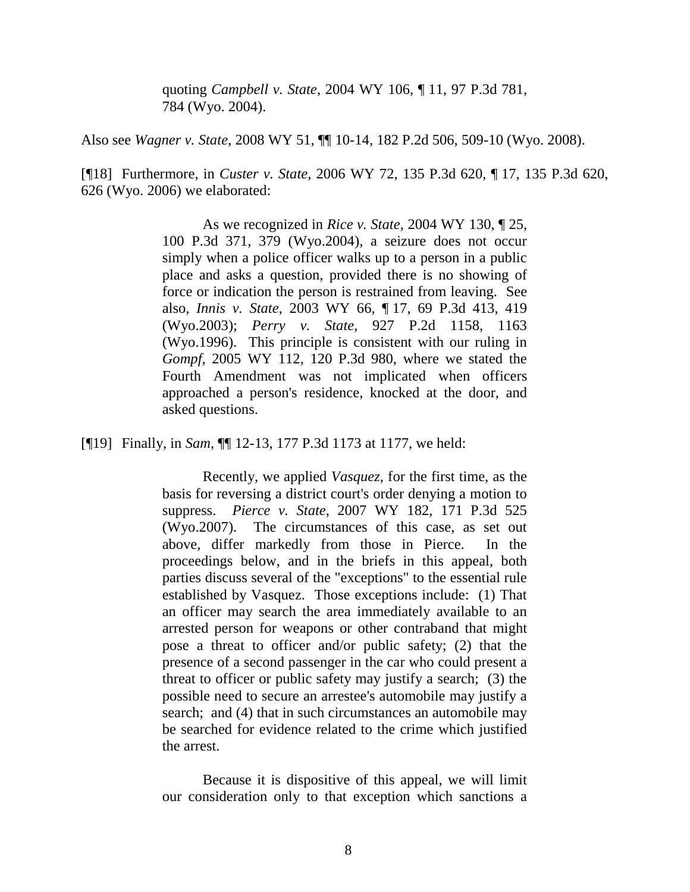> quoting *Campbell v. State*, 2004 WY 106, ¶ 11, 97 P.3d 781, 784 (Wyo. 2004).

Also see *Wagner v. State*, 2008 WY 51, ¶¶ 10-14, 182 P.2d 506, 509-10 (Wyo. 2008).

[¶18] Furthermore, in *Custer v. State*, 2006 WY 72, 135 P.3d 620, ¶ 17, 135 P.3d 620, 626 (Wyo. 2006) we elaborated:

> As we recognized in *Rice v. State*, 2004 WY 130, ¶ 25, 100 P.3d 371, 379 (Wyo.2004), a seizure does not occur simply when a police officer walks up to a person in a public place and asks a question, provided there is no showing of force or indication the person is restrained from leaving. See also, *Innis v. State*, 2003 WY 66, ¶ 17, 69 P.3d 413, 419 (Wyo.2003); *Perry v. State*, 927 P.2d 1158, 1163 (Wyo.1996). This principle is consistent with our ruling in *Gompf*, 2005 WY 112, 120 P.3d 980, where we stated the Fourth Amendment was not implicated when officers approached a person's residence, knocked at the door, and asked questions.

[¶19] Finally, in *Sam*, ¶¶ 12-13, 177 P.3d 1173 at 1177, we held:

> Recently, we applied *Vasquez*, for the first time, as the basis for reversing a district court's order denying a motion to suppress. *Pierce v. State*, 2007 WY 182, 171 P.3d 525 (Wyo.2007). The circumstances of this case, as set out above, differ markedly from those in Pierce. In the proceedings below, and in the briefs in this appeal, both parties discuss several of the "exceptions" to the essential rule established by Vasquez. Those exceptions include: (1) That an officer may search the area immediately available to an arrested person for weapons or other contraband that might pose a threat to officer and/or public safety; (2) that the presence of a second passenger in the car who could present a threat to officer or public safety may justify a search; (3) the possible need to secure an arrestee's automobile may justify a search; and (4) that in such circumstances an automobile may be searched for evidence related to the crime which justified the arrest.
>
> Because it is dispositive of this appeal, we will limit our consideration only to that exception which sanctions a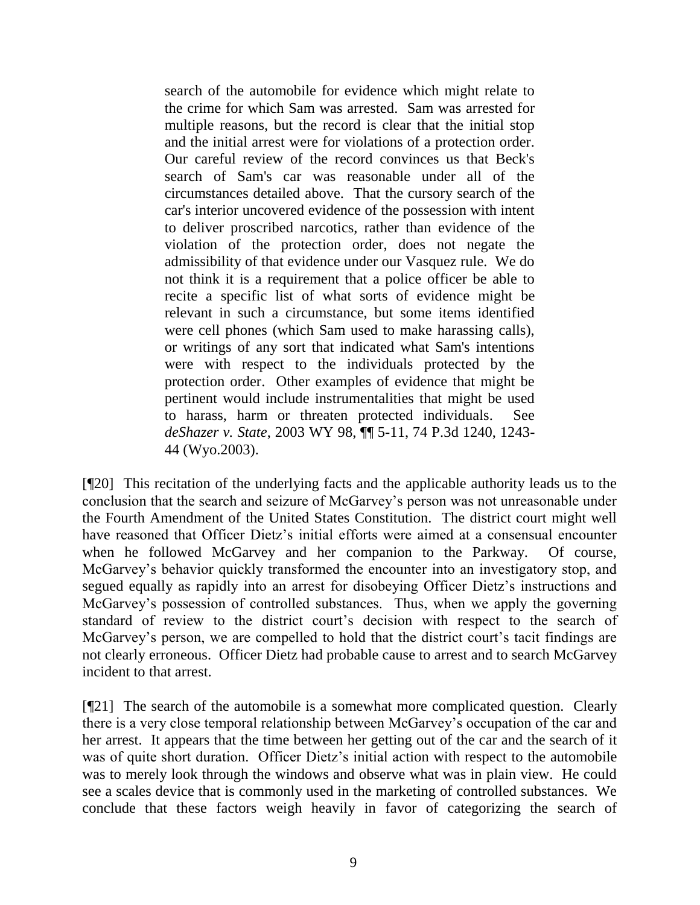> search of the automobile for evidence which might relate to the crime for which Sam was arrested. Sam was arrested for multiple reasons, but the record is clear that the initial stop and the initial arrest were for violations of a protection order. Our careful review of the record convinces us that Beck's search of Sam's car was reasonable under all of the circumstances detailed above. That the cursory search of the car's interior uncovered evidence of the possession with intent to deliver proscribed narcotics, rather than evidence of the violation of the protection order, does not negate the admissibility of that evidence under our Vasquez rule. We do not think it is a requirement that a police officer be able to recite a specific list of what sorts of evidence might be relevant in such a circumstance, but some items identified were cell phones (which Sam used to make harassing calls), or writings of any sort that indicated what Sam's intentions were with respect to the individuals protected by the protection order. Other examples of evidence that might be pertinent would include instrumentalities that might be used to harass, harm or threaten protected individuals. See *deShazer v. State*, 2003 WY 98, ¶¶ 5-11, 74 P.3d 1240, 1243-44 (Wyo.2003).

[¶20] This recitation of the underlying facts and the applicable authority leads us to the conclusion that the search and seizure of McGarvey's person was not unreasonable under the Fourth Amendment of the United States Constitution. The district court might well have reasoned that Officer Dietz's initial efforts were aimed at a consensual encounter when he followed McGarvey and her companion to the Parkway. Of course, McGarvey's behavior quickly transformed the encounter into an investigatory stop, and segued equally as rapidly into an arrest for disobeying Officer Dietz's instructions and McGarvey's possession of controlled substances. Thus, when we apply the governing standard of review to the district court's decision with respect to the search of McGarvey's person, we are compelled to hold that the district court's tacit findings are not clearly erroneous. Officer Dietz had probable cause to arrest and to search McGarvey incident to that arrest.

[¶21] The search of the automobile is a somewhat more complicated question. Clearly there is a very close temporal relationship between McGarvey's occupation of the car and her arrest. It appears that the time between her getting out of the car and the search of it was of quite short duration. Officer Dietz's initial action with respect to the automobile was to merely look through the windows and observe what was in plain view. He could see a scales device that is commonly used in the marketing of controlled substances. We conclude that these factors weigh heavily in favor of categorizing the search of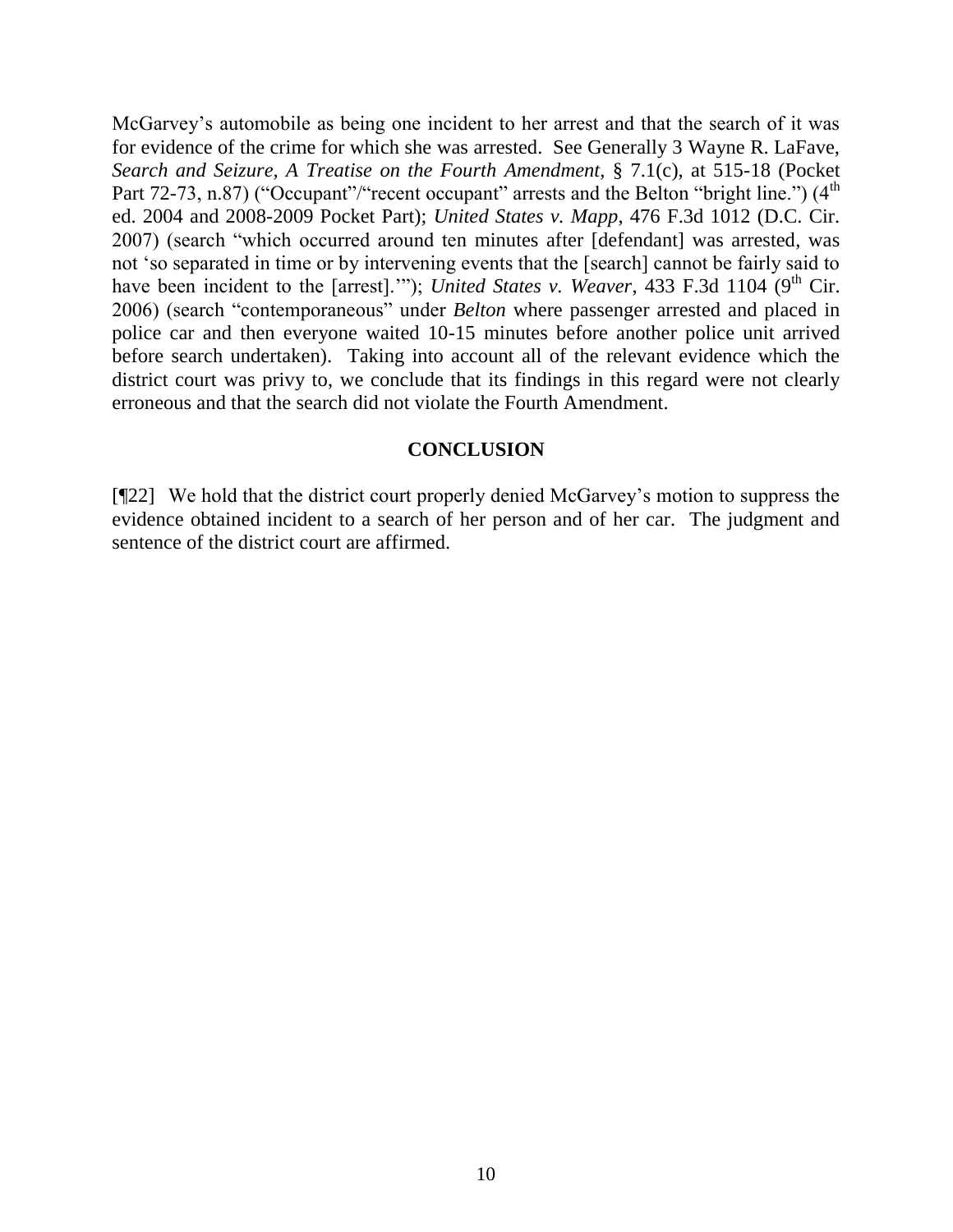McGarvey's automobile as being one incident to her arrest and that the search of it was for evidence of the crime for which she was arrested. See Generally 3 Wayne R. LaFave, *Search and Seizure, A Treatise on the Fourth Amendment*, § 7.1(c), at 515-18 (Pocket Part 72-73, n.87) ("Occupant"/"recent occupant" arrests and the Belton "bright line.") (4th ed. 2004 and 2008-2009 Pocket Part); *United States v. Mapp*, 476 F.3d 1012 (D.C. Cir. 2007) (search "which occurred around ten minutes after [defendant] was arrested, was not 'so separated in time or by intervening events that the [search] cannot be fairly said to have been incident to the [arrest].'"); *United States v. Weaver*, 433 F.3d 1104 (9th Cir. 2006) (search "contemporaneous" under *Belton* where passenger arrested and placed in police car and then everyone waited 10-15 minutes before another police unit arrived before search undertaken). Taking into account all of the relevant evidence which the district court was privy to, we conclude that its findings in this regard were not clearly erroneous and that the search did not violate the Fourth Amendment.

## CONCLUSION

[¶22] We hold that the district court properly denied McGarvey's motion to suppress the evidence obtained incident to a search of her person and of her car. The judgment and sentence of the district court are affirmed.